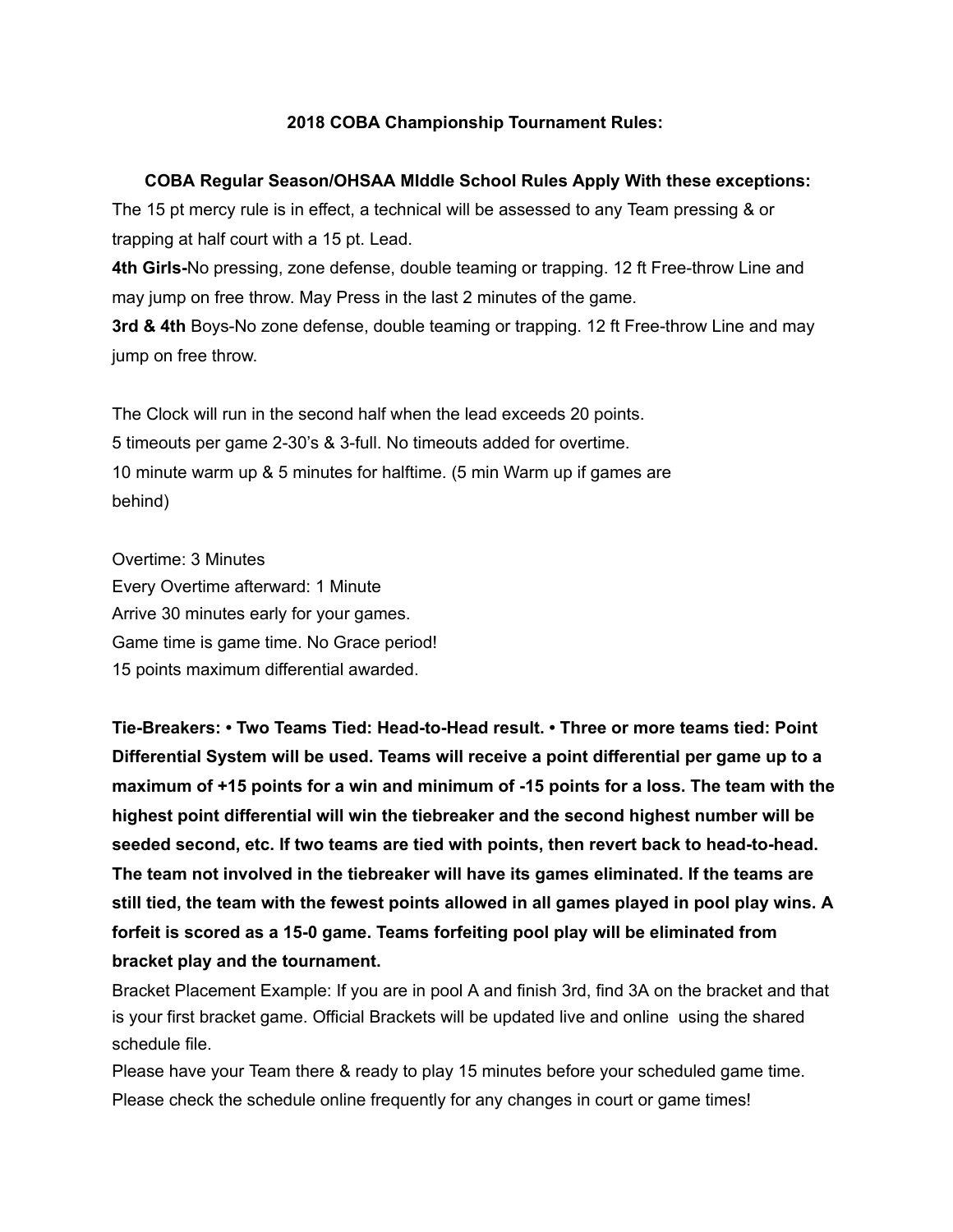**2018 COBA Championship Tournament Rules:**

**COBA Regular Season/OHSAA MIddle School Rules Apply With these exceptions:**

The 15 pt mercy rule is in effect, a technical will be assessed to any Team pressing & or trapping at half court with a 15 pt. Lead.

**4th Girls-**No pressing, zone defense, double teaming or trapping. 12 ft Free-throw Line and may jump on free throw. May Press in the last 2 minutes of the game.

**3rd & 4th** Boys-No zone defense, double teaming or trapping. 12 ft Free-throw Line and may jump on free throw.

The Clock will run in the second half when the lead exceeds 20 points.
5 timeouts per game 2-30's & 3-full. No timeouts added for overtime.
10 minute warm up & 5 minutes for halftime. (5 min Warm up if games are behind)

Overtime: 3 Minutes
Every Overtime afterward: 1 Minute
Arrive 30 minutes early for your games.
Game time is game time. No Grace period!
15 points maximum differential awarded.

**Tie-Breakers: • Two Teams Tied: Head-to-Head result. • Three or more teams tied: Point Differential System will be used. Teams will receive a point differential per game up to a maximum of +15 points for a win and minimum of -15 points for a loss. The team with the highest point differential will win the tiebreaker and the second highest number will be seeded second, etc. If two teams are tied with points, then revert back to head-to-head. The team not involved in the tiebreaker will have its games eliminated. If the teams are still tied, the team with the fewest points allowed in all games played in pool play wins. A forfeit is scored as a 15-0 game. Teams forfeiting pool play will be eliminated from bracket play and the tournament.**

Bracket Placement Example: If you are in pool A and finish 3rd, find 3A on the bracket and that is your first bracket game. Official Brackets will be updated live and online using the shared schedule file.

Please have your Team there & ready to play 15 minutes before your scheduled game time.
Please check the schedule online frequently for any changes in court or game times!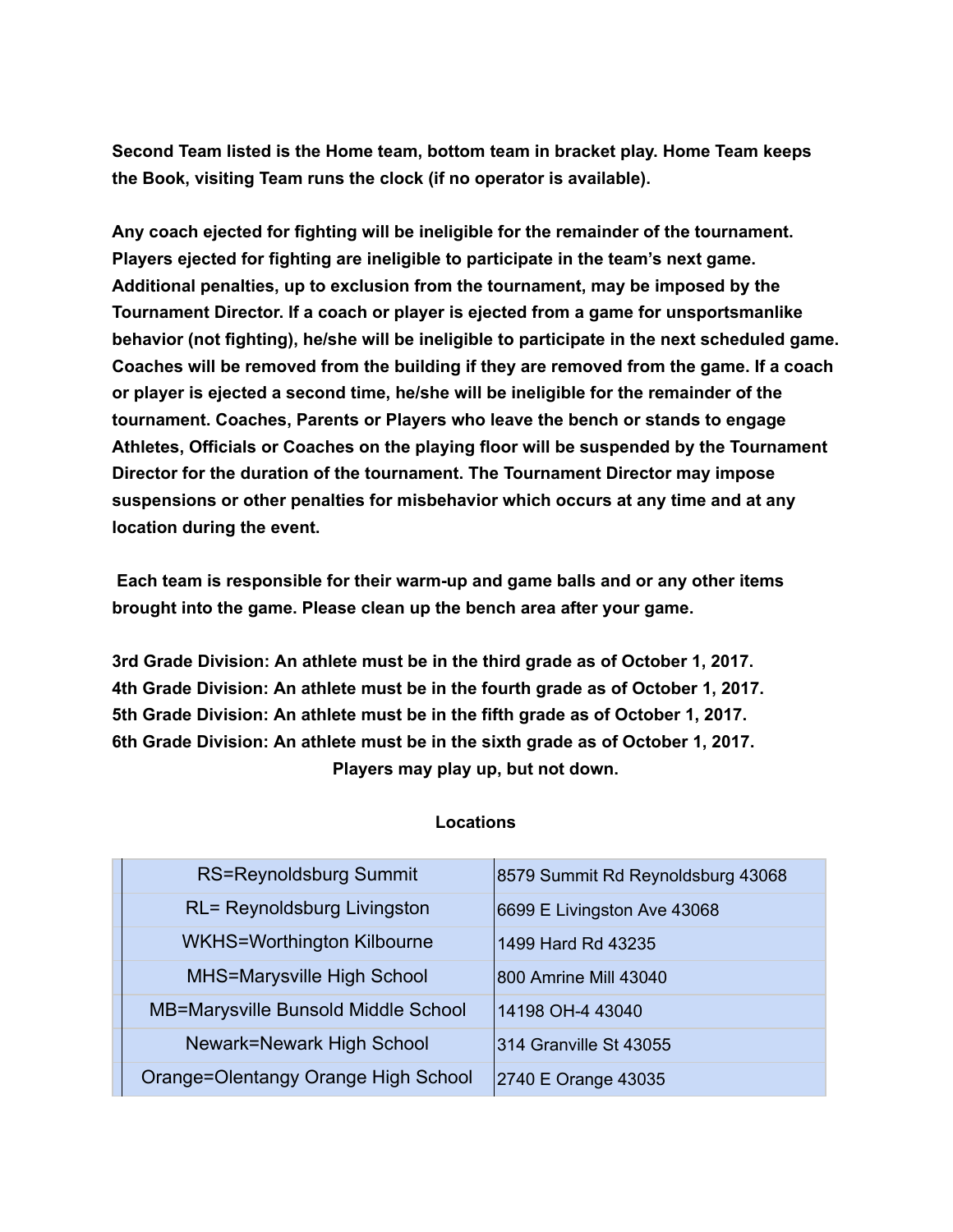**Second Team listed is the Home team, bottom team in bracket play. Home Team keeps the Book, visiting Team runs the clock (if no operator is available).**

**Any coach ejected for fighting will be ineligible for the remainder of the tournament. Players ejected for fighting are ineligible to participate in the team's next game. Additional penalties, up to exclusion from the tournament, may be imposed by the Tournament Director. If a coach or player is ejected from a game for unsportsmanlike behavior (not fighting), he/she will be ineligible to participate in the next scheduled game. Coaches will be removed from the building if they are removed from the game. If a coach or player is ejected a second time, he/she will be ineligible for the remainder of the tournament. Coaches, Parents or Players who leave the bench or stands to engage Athletes, Officials or Coaches on the playing floor will be suspended by the Tournament Director for the duration of the tournament. The Tournament Director may impose suspensions or other penalties for misbehavior which occurs at any time and at any location during the event.**

**Each team is responsible for their warm-up and game balls and or any other items brought into the game. Please clean up the bench area after your game.**

**3rd Grade Division: An athlete must be in the third grade as of October 1, 2017.**
**4th Grade Division: An athlete must be in the fourth grade as of October 1, 2017.**
**5th Grade Division: An athlete must be in the fifth grade as of October 1, 2017.**
**6th Grade Division: An athlete must be in the sixth grade as of October 1, 2017.**
**Players may play up, but not down.**

**Locations**

| | |
|---|---|
| RS=Reynoldsburg Summit | 8579 Summit Rd Reynoldsburg 43068 |
| RL= Reynoldsburg Livingston | 6699 E Livingston Ave 43068 |
| WKHS=Worthington Kilbourne | 1499 Hard Rd 43235 |
| MHS=Marysville High School | 800 Amrine Mill 43040 |
| MB=Marysville Bunsold Middle School | 14198 OH-4 43040 |
| Newark=Newark High School | 314 Granville St 43055 |
| Orange=Olentangy Orange High School | 2740 E Orange 43035 |